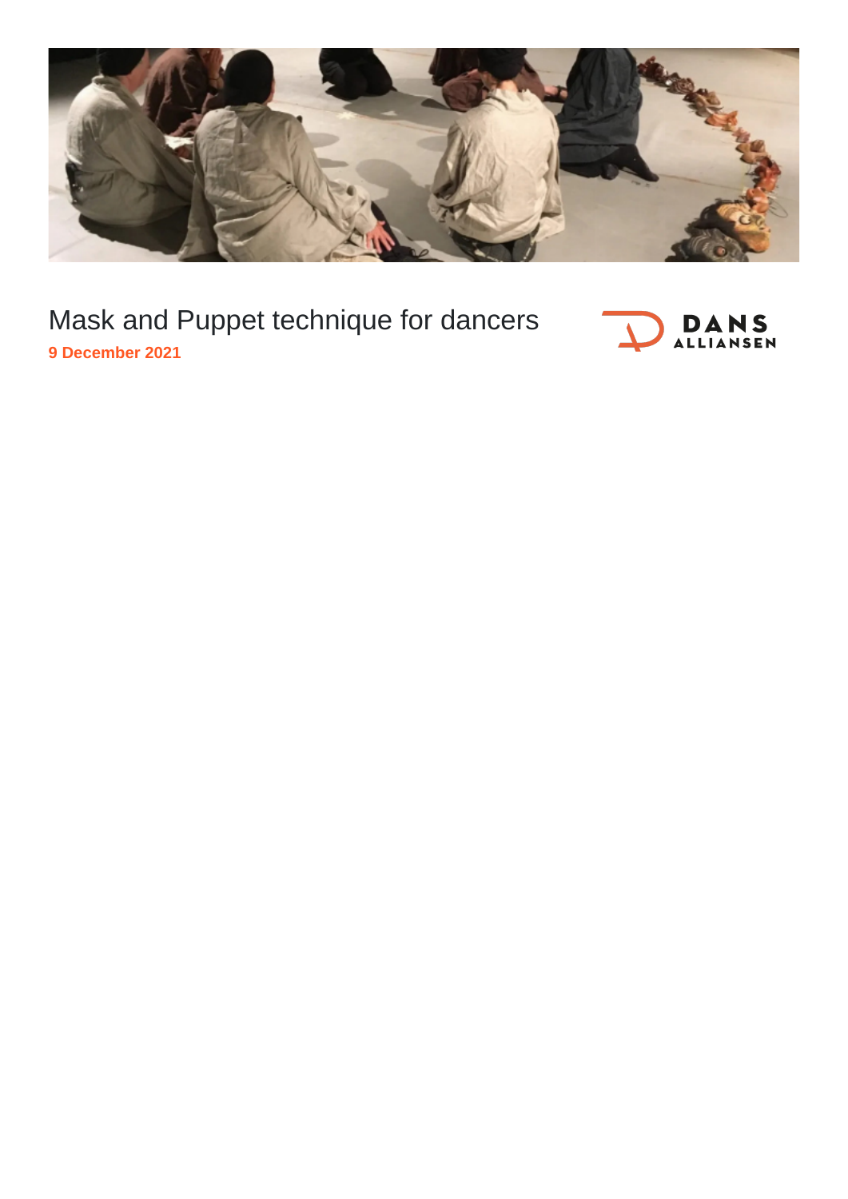# Mask and Puppet technique for dancers

**9 December 2021**

DANS ALLIANSEN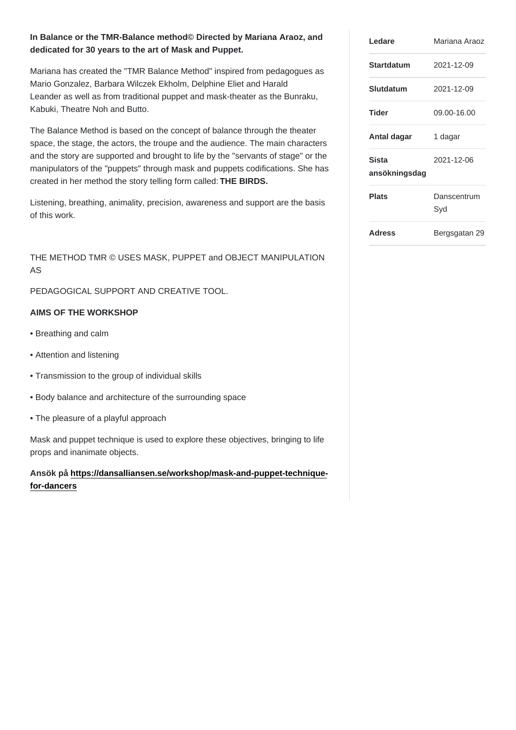**In Balance or the TMR-Balance method© Directed by Mariana Araoz, and dedicated for 30 years to the art of Mask and Puppet.**

Mariana has created the "TMR Balance Method" inspired from pedagogues as Mario Gonzalez, Barbara Wilczek Ekholm, Delphine Eliet and Harald Leander as well as from traditional puppet and mask-theater as the Bunraku, Kabuki, Theatre Noh and Butto.

The Balance Method is based on the concept of balance through the theater space, the stage, the actors, the troupe and the audience. The main characters and the story are supported and brought to life by the "servants of stage" or the manipulators of the "puppets" through mask and puppets codifications. She has created in her method the story telling form called: **THE BIRDS.**

Listening, breathing, animality, precision, awareness and support are the basis of this work.

THE METHOD TMR © USES MASK, PUPPET and OBJECT MANIPULATION AS

PEDAGOGICAL SUPPORT AND CREATIVE TOOL.

**AIMS OF THE WORKSHOP**

• Breathing and calm

• Attention and listening

• Transmission to the group of individual skills

• Body balance and architecture of the surrounding space

• The pleasure of a playful approach

Mask and puppet technique is used to explore these objectives, bringing to life props and inanimate objects.

**Ansök på https://dansalliansen.se/workshop/mask-and-puppet-technique-for-dancers**

| | |
|---|---|
| **Ledare** | Mariana Araoz |
| **Startdatum** | 2021-12-09 |
| **Slutdatum** | 2021-12-09 |
| **Tider** | 09.00-16.00 |
| **Antal dagar** | 1 dagar |
| **Sista ansökningsdag** | 2021-12-06 |
| **Plats** | Danscentrum Syd |
| **Adress** | Bergsgatan 29 |